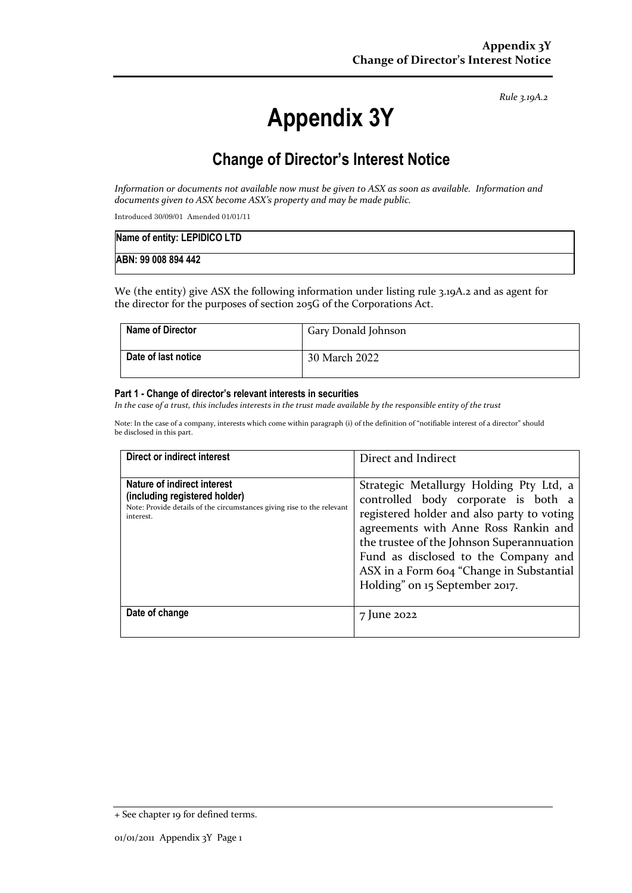*Rule 3.19A.2*

# Appendix 3Y

## Change of Director's Interest Notice

*Information or documents not available now must be given to ASX as soon as available. Information and documents given to ASX become ASX's property and may be made public.*

Introduced 30/09/01 Amended 01/01/11

| Name of entity: LEPIDICO LTD |
|---|
| ABN: 99 008 894 442 |

We (the entity) give ASX the following information under listing rule 3.19A.2 and as agent for the director for the purposes of section 205G of the Corporations Act.

| Name of Director | Gary Donald Johnson |
|---|---|
| Date of last notice | 30 March 2022 |

#### Part 1 - Change of director's relevant interests in securities

*In the case of a trust, this includes interests in the trust made available by the responsible entity of the trust*

Note: In the case of a company, interests which come within paragraph (i) of the definition of "notifiable interest of a director" should be disclosed in this part.

| Direct or indirect interest | Direct and Indirect |
|---|---|
| **Nature of indirect interest (including registered holder)**<br>Note: Provide details of the circumstances giving rise to the relevant interest. | Strategic Metallurgy Holding Pty Ltd, a controlled body corporate is both a registered holder and also party to voting agreements with Anne Ross Rankin and the trustee of the Johnson Superannuation Fund as disclosed to the Company and ASX in a Form 604 "Change in Substantial Holding" on 15 September 2017. |
| **Date of change** | 7 June 2022 |

+ See chapter 19 for defined terms.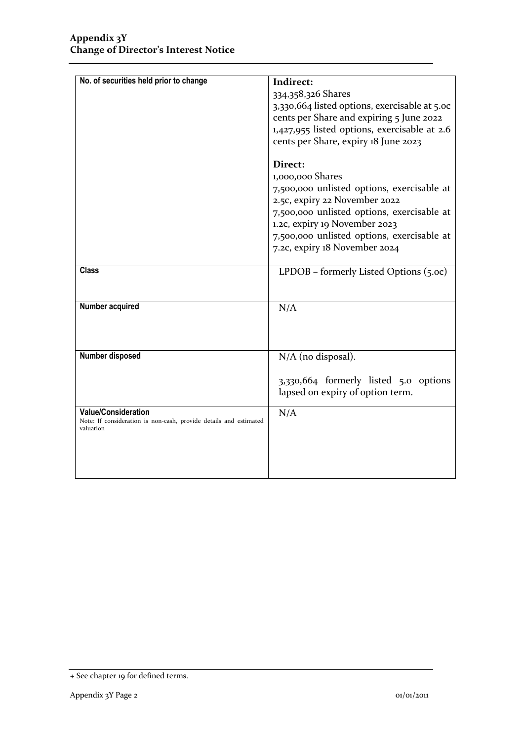| No. of securities held prior to change | **Indirect:**<br>334,358,326 Shares<br>3,330,664 listed options, exercisable at 5.0c cents per Share and expiring 5 June 2022<br>1,427,955 listed options, exercisable at 2.6 cents per Share, expiry 18 June 2023<br><br>**Direct:**<br>1,000,000 Shares<br>7,500,000 unlisted options, exercisable at 2.5c, expiry 22 November 2022<br>7,500,000 unlisted options, exercisable at 1.2c, expiry 19 November 2023<br>7,500,000 unlisted options, exercisable at 7.2c, expiry 18 November 2024 |
|---|---|
| **Class** | LPDOB – formerly Listed Options (5.0c) |
| **Number acquired** | N/A |
| **Number disposed** | N/A (no disposal).<br><br>3,330,664 formerly listed 5.0 options lapsed on expiry of option term. |
| **Value/Consideration**<br>Note: If consideration is non-cash, provide details and estimated valuation | N/A |

+ See chapter 19 for defined terms.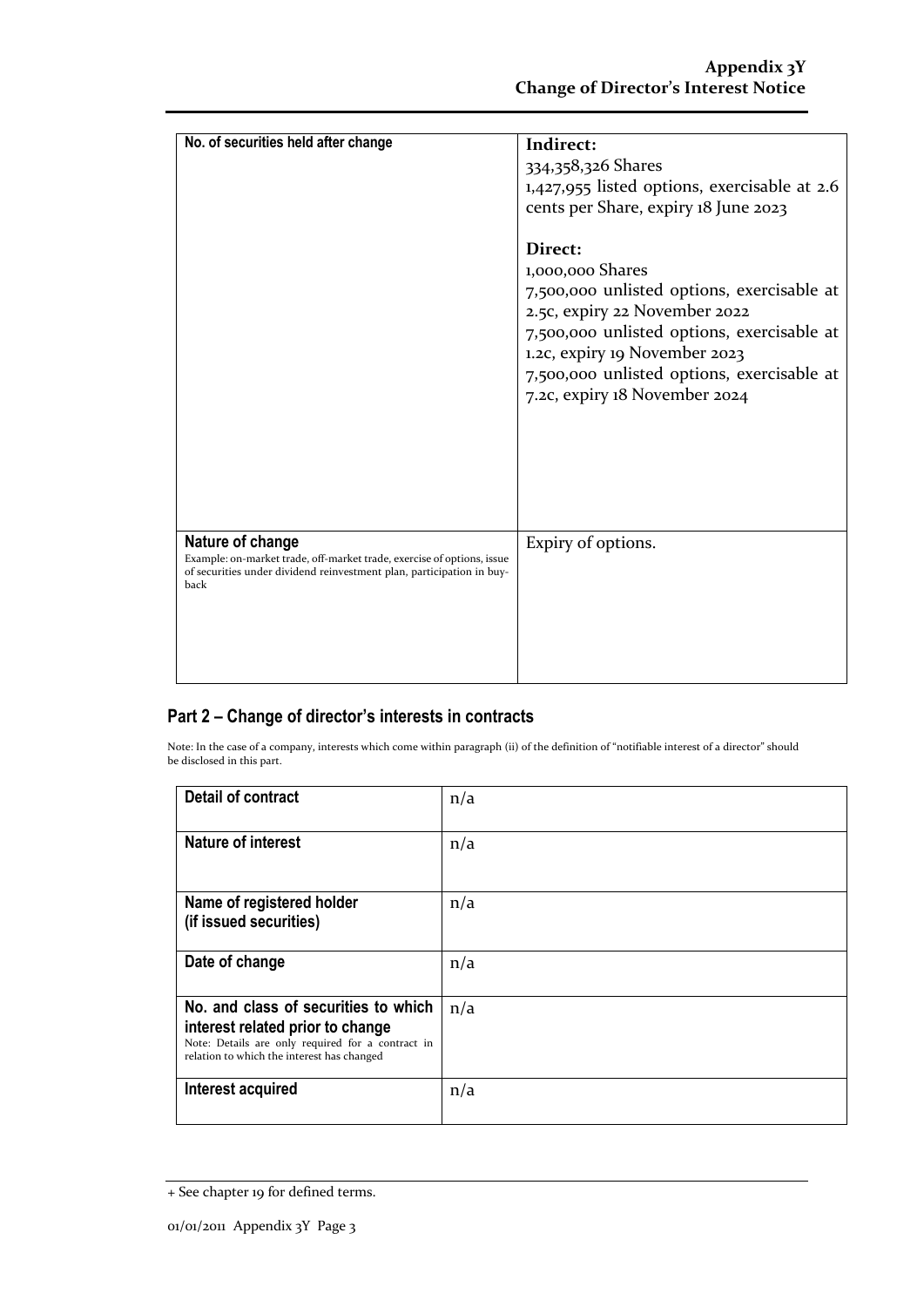| No. of securities held after change | **Indirect:**<br>334,358,326 Shares<br>1,427,955 listed options, exercisable at 2.6 cents per Share, expiry 18 June 2023<br><br>**Direct:**<br>1,000,000 Shares<br>7,500,000 unlisted options, exercisable at 2.5c, expiry 22 November 2022<br>7,500,000 unlisted options, exercisable at 1.2c, expiry 19 November 2023<br>7,500,000 unlisted options, exercisable at 7.2c, expiry 18 November 2024 |
|---|---|
| **Nature of change**<br>Example: on-market trade, off-market trade, exercise of options, issue of securities under dividend reinvestment plan, participation in buy-back | Expiry of options. |

## Part 2 – Change of director's interests in contracts

Note: In the case of a company, interests which come within paragraph (ii) of the definition of "notifiable interest of a director" should be disclosed in this part.

| Detail of contract | n/a |
|---|---|
| **Nature of interest** | n/a |
| **Name of registered holder (if issued securities)** | n/a |
| **Date of change** | n/a |
| **No. and class of securities to which interest related prior to change**<br>Note: Details are only required for a contract in relation to which the interest has changed | n/a |
| **Interest acquired** | n/a |

+ See chapter 19 for defined terms.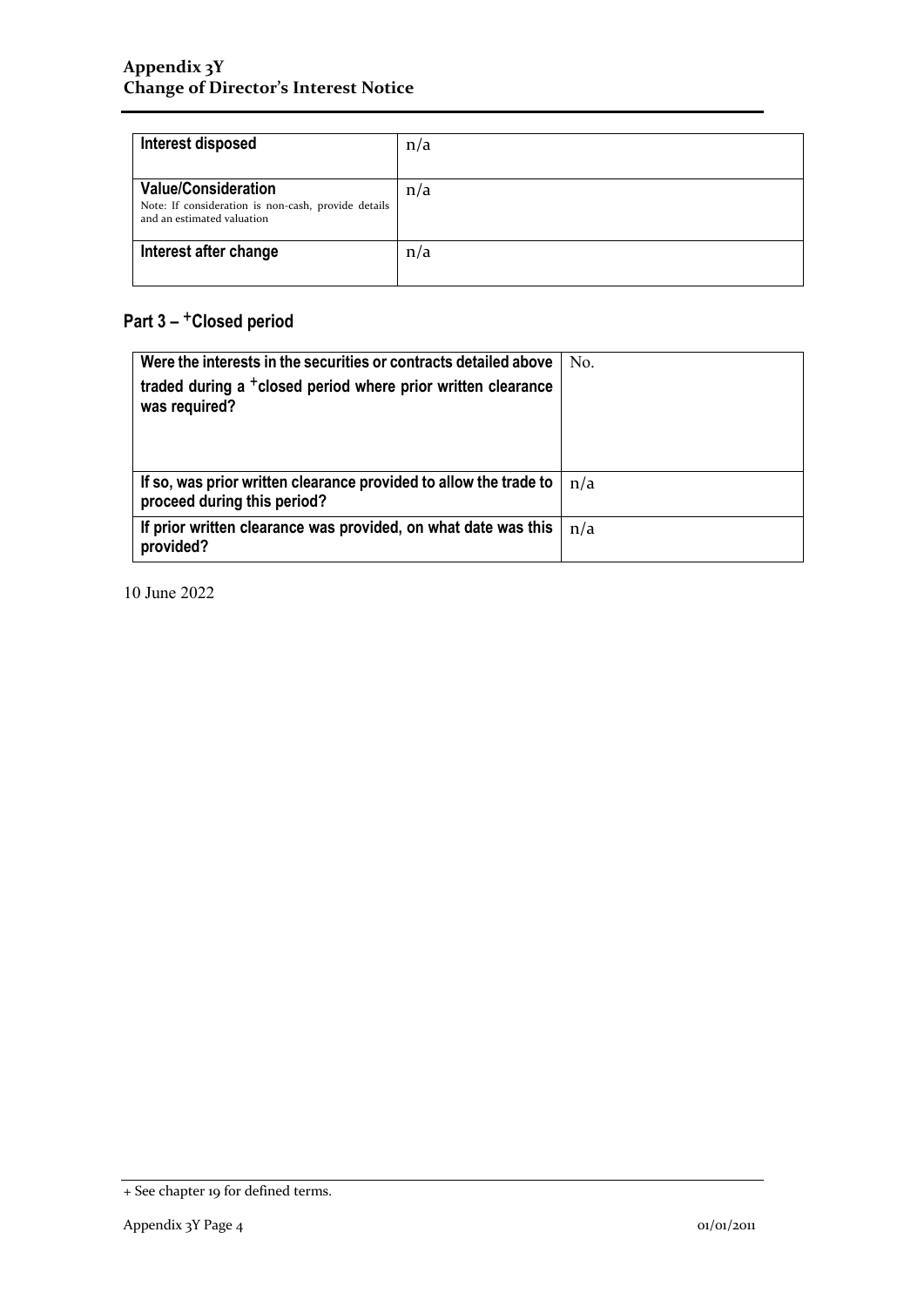| Interest disposed | n/a |
|---|---|
| **Value/Consideration**<br>Note: If consideration is non-cash, provide details and an estimated valuation | n/a |
| **Interest after change** | n/a |

## Part 3 – +Closed period

| Were the interests in the securities or contracts detailed above traded during a +closed period where prior written clearance was required? | No. |
|---|---|
| **If so, was prior written clearance provided to allow the trade to proceed during this period?** | n/a |
| **If prior written clearance was provided, on what date was this provided?** | n/a |

10 June 2022

+ See chapter 19 for defined terms.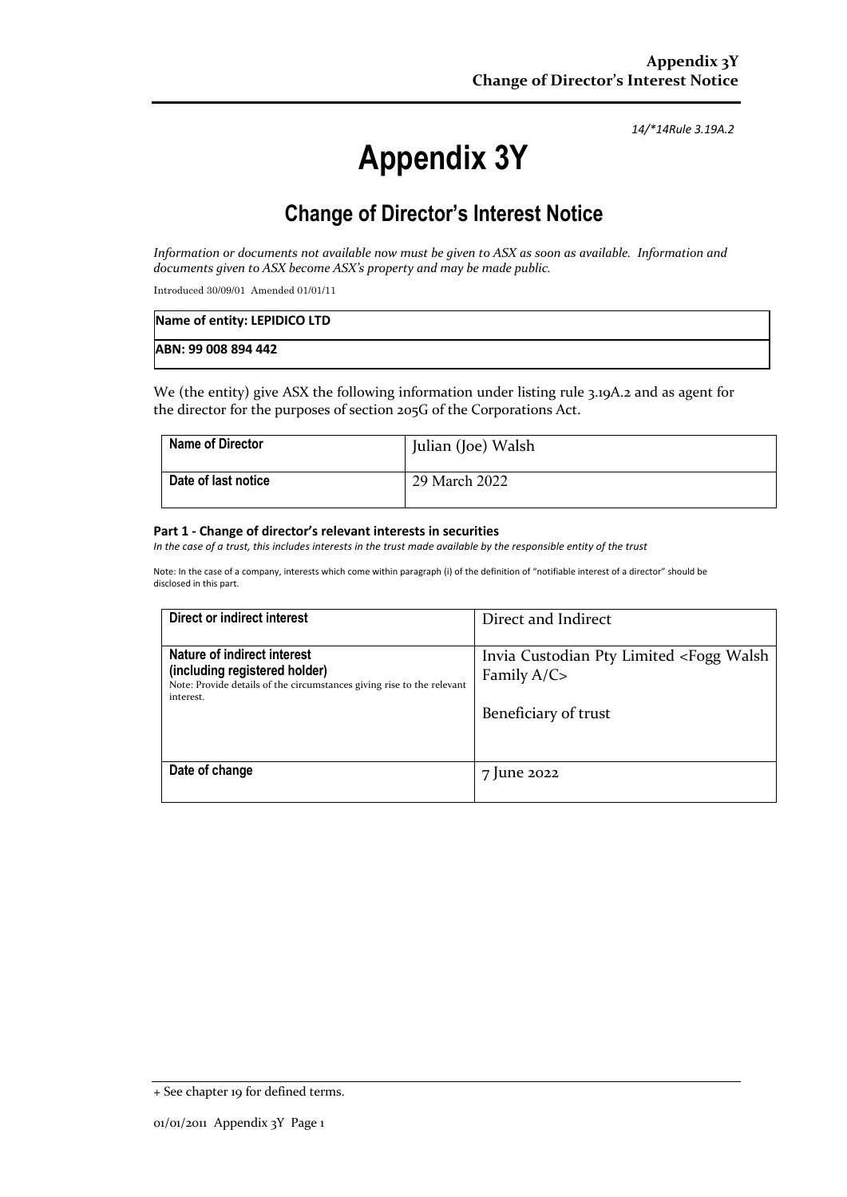14/*14Rule 3.19A.2

# Appendix 3Y

## Change of Director's Interest Notice

*Information or documents not available now must be given to ASX as soon as available. Information and documents given to ASX become ASX's property and may be made public.*

Introduced 30/09/01 Amended 01/01/11

| **Name of entity: LEPIDICO LTD** |
|---|
| **ABN: 99 008 894 442** |

We (the entity) give ASX the following information under listing rule 3.19A.2 and as agent for the director for the purposes of section 205G of the Corporations Act.

| **Name of Director** | Julian (Joe) Walsh |
|---|---|
| **Date of last notice** | 29 March 2022 |

**Part 1 - Change of director's relevant interests in securities**

*In the case of a trust, this includes interests in the trust made available by the responsible entity of the trust*

Note: In the case of a company, interests which come within paragraph (i) of the definition of "notifiable interest of a director" should be disclosed in this part.

| **Direct or indirect interest** | Direct and Indirect |
|---|---|
| **Nature of indirect interest (including registered holder)** Note: Provide details of the circumstances giving rise to the relevant interest. | Invia Custodian Pty Limited <Fogg Walsh Family A/C><br><br>Beneficiary of trust |
| **Date of change** | 7 June 2022 |

+ See chapter 19 for defined terms.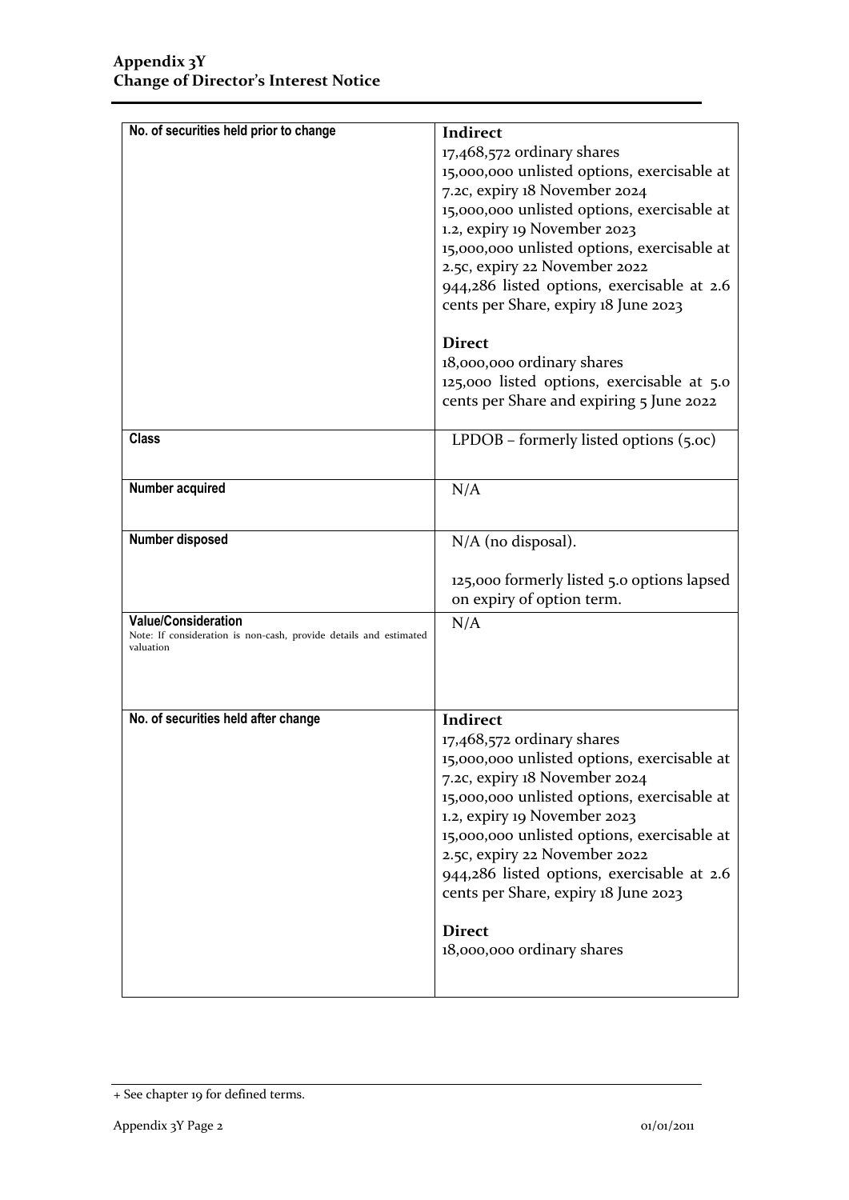| No. of securities held prior to change | **Indirect**<br>17,468,572 ordinary shares<br>15,000,000 unlisted options, exercisable at 7.2c, expiry 18 November 2024<br>15,000,000 unlisted options, exercisable at 1.2, expiry 19 November 2023<br>15,000,000 unlisted options, exercisable at 2.5c, expiry 22 November 2022<br>944,286 listed options, exercisable at 2.6 cents per Share, expiry 18 June 2023<br><br>**Direct**<br>18,000,000 ordinary shares<br>125,000 listed options, exercisable at 5.0 cents per Share and expiring 5 June 2022 |
|---|---|
| **Class** | LPDOB – formerly listed options (5.0c) |
| **Number acquired** | N/A |
| **Number disposed** | N/A (no disposal).<br><br>125,000 formerly listed 5.0 options lapsed on expiry of option term. |
| **Value/Consideration**<br>Note: If consideration is non-cash, provide details and estimated valuation | N/A |
| **No. of securities held after change** | **Indirect**<br>17,468,572 ordinary shares<br>15,000,000 unlisted options, exercisable at 7.2c, expiry 18 November 2024<br>15,000,000 unlisted options, exercisable at 1.2, expiry 19 November 2023<br>15,000,000 unlisted options, exercisable at 2.5c, expiry 22 November 2022<br>944,286 listed options, exercisable at 2.6 cents per Share, expiry 18 June 2023<br><br>**Direct**<br>18,000,000 ordinary shares |

+ See chapter 19 for defined terms.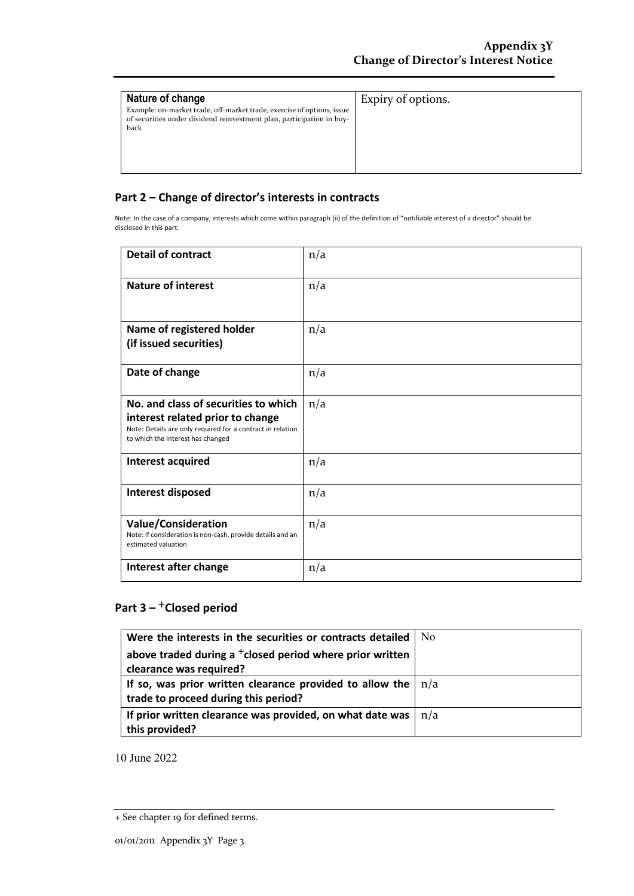| | |
|---|---|
| **Nature of change**<br>Example: on-market trade, off-market trade, exercise of options, issue of securities under dividend reinvestment plan, participation in buy-back | Expiry of options. |

## Part 2 – Change of director's interests in contracts

Note: In the case of a company, interests which come within paragraph (ii) of the definition of "notifiable interest of a director" should be disclosed in this part.

| | |
|---|---|
| **Detail of contract** | n/a |
| **Nature of interest** | n/a |
| **Name of registered holder (if issued securities)** | n/a |
| **Date of change** | n/a |
| **No. and class of securities to which interest related prior to change**<br>Note: Details are only required for a contract in relation to which the interest has changed | n/a |
| **Interest acquired** | n/a |
| **Interest disposed** | n/a |
| **Value/Consideration**<br>Note: If consideration is non-cash, provide details and an estimated valuation | n/a |
| **Interest after change** | n/a |

## Part 3 – +Closed period

| | |
|---|---|
| **Were the interests in the securities or contracts detailed above traded during a +closed period where prior written clearance was required?** | No |
| **If so, was prior written clearance provided to allow the trade to proceed during this period?** | n/a |
| **If prior written clearance was provided, on what date was this provided?** | n/a |

10 June 2022

+ See chapter 19 for defined terms.